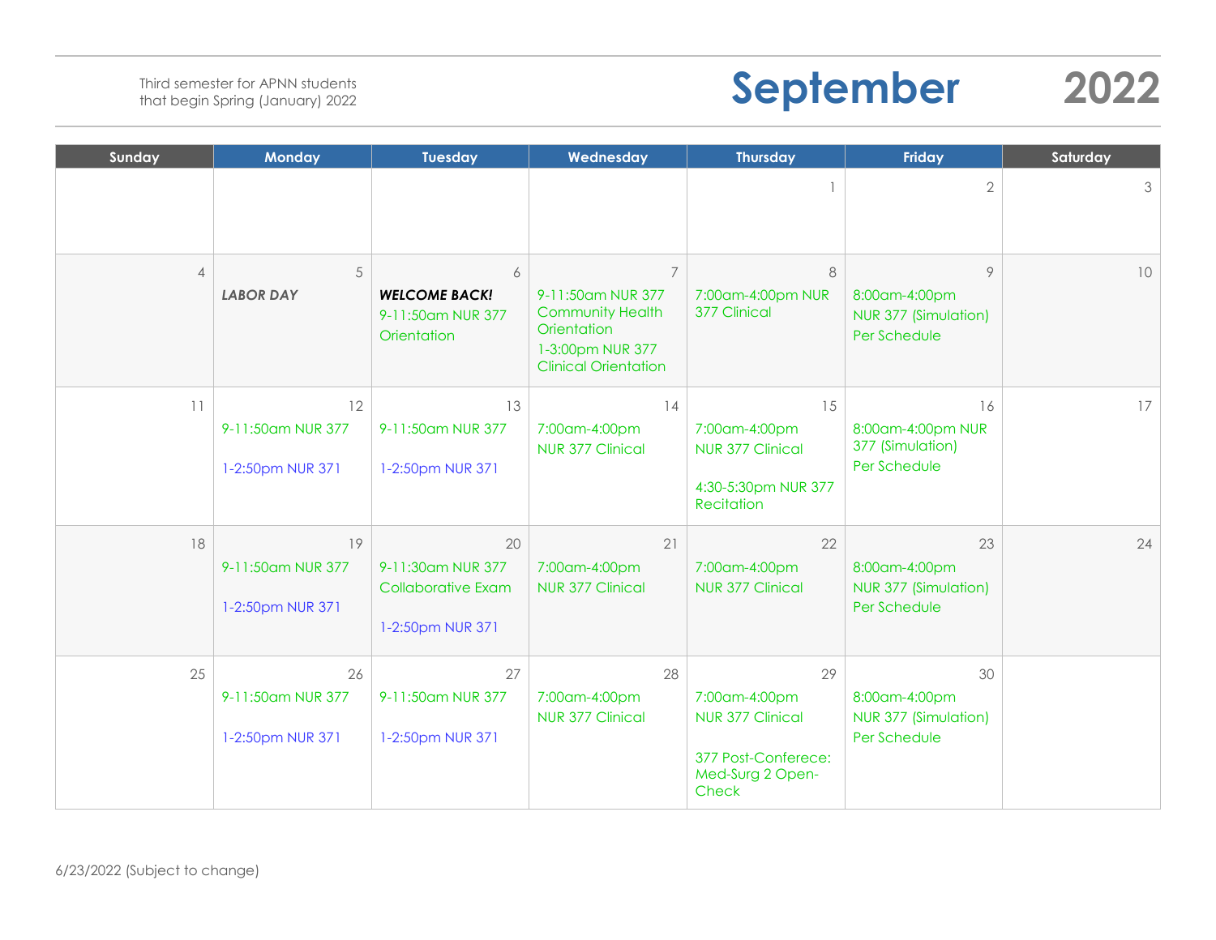Third semester for APNN students that begin Spring (January) 2022

# September 2022

| Sunday | Monday | Tuesday | Wednesday | Thursday | Friday | Saturday |
|---|---|---|---|---|---|---|
| | | | | 1 | 2 | 3 |
| 4 | 5<br>***LABOR DAY*** | 6<br>***WELCOME BACK!***<br>9-11:50am NUR 377 Orientation | 7<br>9-11:50am NUR 377 Community Health Orientation<br>1-3:00pm NUR 377 Clinical Orientation | 8<br>7:00am-4:00pm NUR 377 Clinical | 9<br>8:00am-4:00pm NUR 377 (Simulation) Per Schedule | 10 |
| 11 | 12<br>9-11:50am NUR 377<br>1-2:50pm NUR 371 | 13<br>9-11:50am NUR 377<br>1-2:50pm NUR 371 | 14<br>7:00am-4:00pm NUR 377 Clinical | 15<br>7:00am-4:00pm NUR 377 Clinical<br>4:30-5:30pm NUR 377 Recitation | 16<br>8:00am-4:00pm NUR 377 (Simulation) Per Schedule | 17 |
| 18 | 19<br>9-11:50am NUR 377<br>1-2:50pm NUR 371 | 20<br>9-11:30am NUR 377 Collaborative Exam<br>1-2:50pm NUR 371 | 21<br>7:00am-4:00pm NUR 377 Clinical | 22<br>7:00am-4:00pm NUR 377 Clinical | 23<br>8:00am-4:00pm NUR 377 (Simulation) Per Schedule | 24 |
| 25 | 26<br>9-11:50am NUR 377<br>1-2:50pm NUR 371 | 27<br>9-11:50am NUR 377<br>1-2:50pm NUR 371 | 28<br>7:00am-4:00pm NUR 377 Clinical | 29<br>7:00am-4:00pm NUR 377 Clinical<br>377 Post-Conferece: Med-Surg 2 Open-Check | 30<br>8:00am-4:00pm NUR 377 (Simulation) Per Schedule | |

6/23/2022 (Subject to change)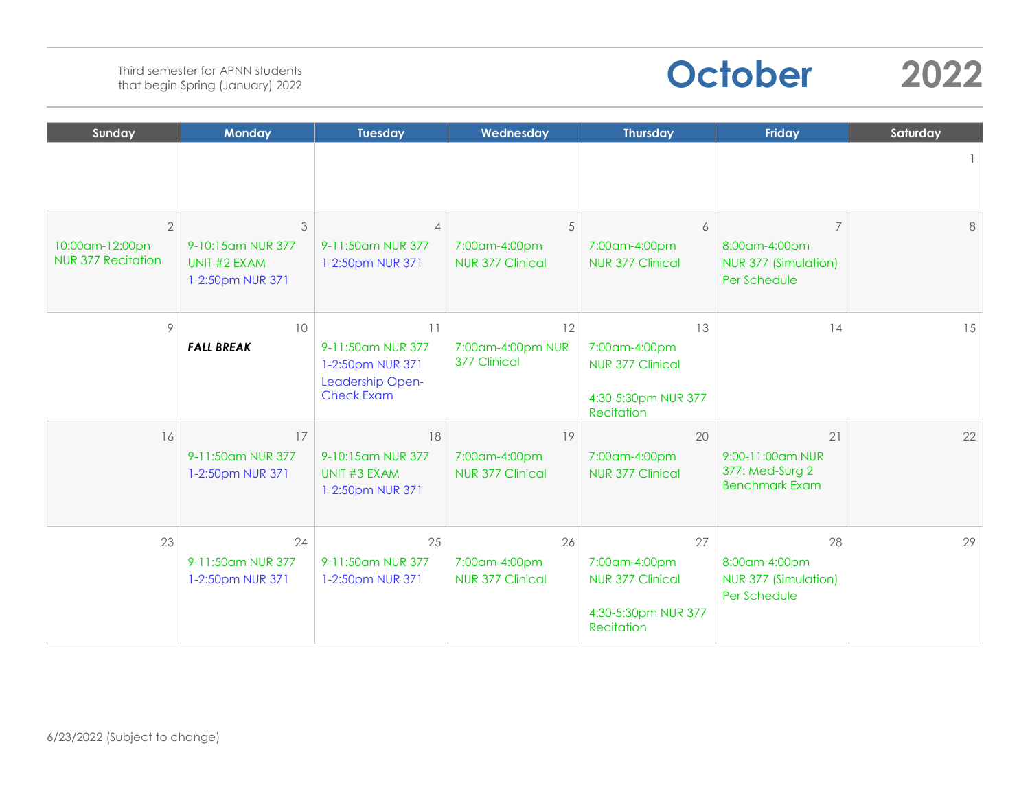Third semester for APNN students that begin Spring (January) 2022

# October 2022

| Sunday | Monday | Tuesday | Wednesday | Thursday | Friday | Saturday |
|---|---|---|---|---|---|---|
| | | | | | | 1 |
| 2<br>10:00am-12:00pn NUR 377 Recitation | 3<br>9-10:15am NUR 377 UNIT #2 EXAM<br>1-2:50pm NUR 371 | 4<br>9-11:50am NUR 377<br>1-2:50pm NUR 371 | 5<br>7:00am-4:00pm NUR 377 Clinical | 6<br>7:00am-4:00pm NUR 377 Clinical | 7<br>8:00am-4:00pm NUR 377 (Simulation) Per Schedule | 8 |
| 9 | 10<br>***FALL BREAK*** | 11<br>9-11:50am NUR 377<br>1-2:50pm NUR 371<br>Leadership Open-Check Exam | 12<br>7:00am-4:00pm NUR 377 Clinical | 13<br>7:00am-4:00pm NUR 377 Clinical<br>4:30-5:30pm NUR 377 Recitation | 14 | 15 |
| 16 | 17<br>9-11:50am NUR 377<br>1-2:50pm NUR 371 | 18<br>9-10:15am NUR 377 UNIT #3 EXAM<br>1-2:50pm NUR 371 | 19<br>7:00am-4:00pm NUR 377 Clinical | 20<br>7:00am-4:00pm NUR 377 Clinical | 21<br>9:00-11:00am NUR 377: Med-Surg 2 Benchmark Exam | 22 |
| 23 | 24<br>9-11:50am NUR 377<br>1-2:50pm NUR 371 | 25<br>9-11:50am NUR 377<br>1-2:50pm NUR 371 | 26<br>7:00am-4:00pm NUR 377 Clinical | 27<br>7:00am-4:00pm NUR 377 Clinical<br>4:30-5:30pm NUR 377 Recitation | 28<br>8:00am-4:00pm NUR 377 (Simulation) Per Schedule | 29 |

6/23/2022 (Subject to change)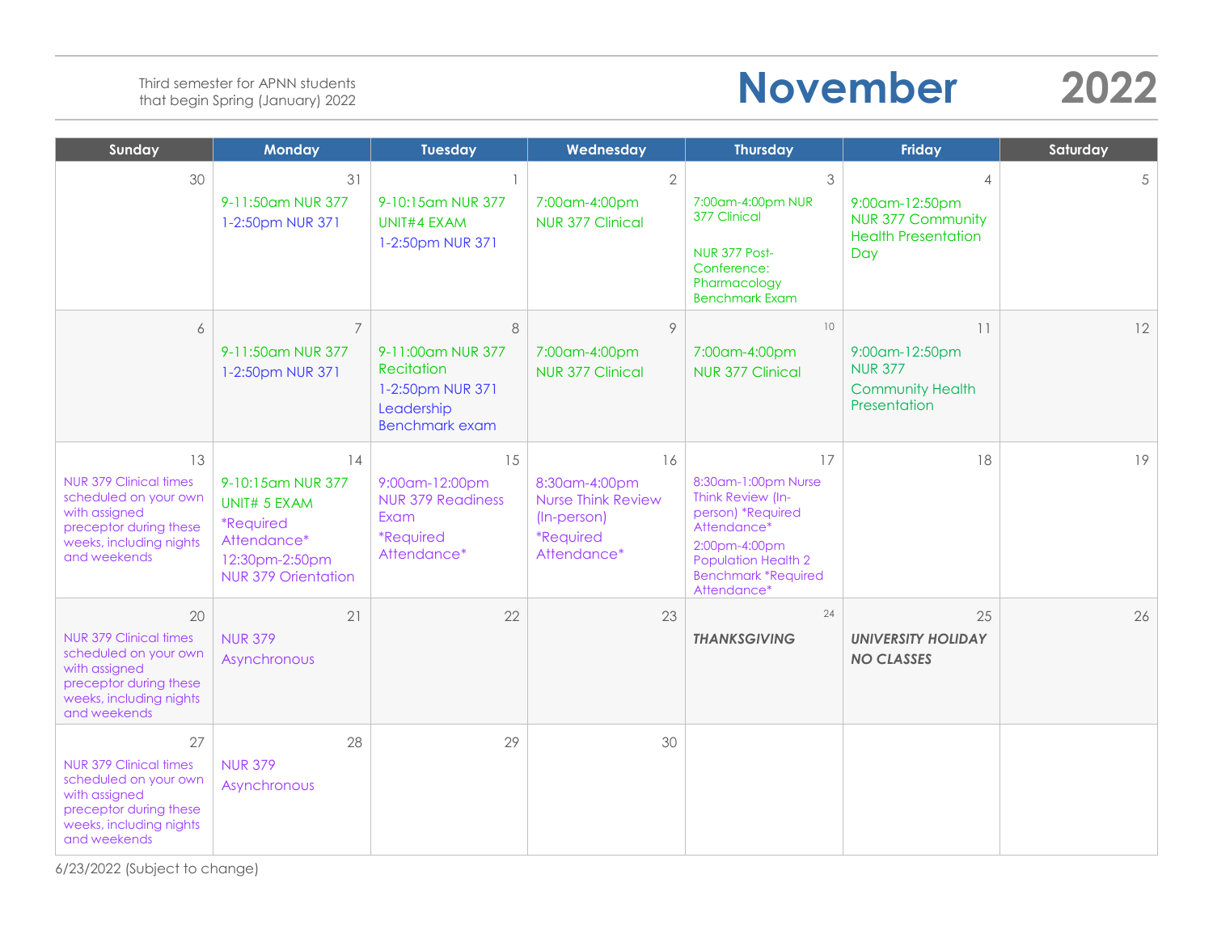Third semester for APNN students that begin Spring (January) 2022

# November 2022

| Sunday | Monday | Tuesday | Wednesday | Thursday | Friday | Saturday |
|---|---|---|---|---|---|---|
| 30 | 31<br>9-11:50am NUR 377<br>1-2:50pm NUR 371 | 1<br>9-10:15am NUR 377 UNIT#4 EXAM<br>1-2:50pm NUR 371 | 2<br>7:00am-4:00pm NUR 377 Clinical | 3<br>7:00am-4:00pm NUR 377 Clinical<br>NUR 377 Post-Conference: Pharmacology Benchmark Exam | 4<br>9:00am-12:50pm NUR 377 Community Health Presentation Day | 5 |
| 6 | 7<br>9-11:50am NUR 377<br>1-2:50pm NUR 371 | 8<br>9-11:00am NUR 377 Recitation<br>1-2:50pm NUR 371 Leadership Benchmark exam | 9<br>7:00am-4:00pm NUR 377 Clinical | 10<br>7:00am-4:00pm NUR 377 Clinical | 11<br>9:00am-12:50pm NUR 377<br>Community Health Presentation | 12 |
| 13<br>NUR 379 Clinical times scheduled on your own with assigned preceptor during these weeks, including nights and weekends | 14<br>9-10:15am NUR 377 UNIT# 5 EXAM<br>*Required Attendance*<br>12:30pm-2:50pm NUR 379 Orientation | 15<br>9:00am-12:00pm NUR 379 Readiness Exam<br>*Required Attendance* | 16<br>8:30am-4:00pm Nurse Think Review (In-person)<br>*Required Attendance* | 17<br>8:30am-1:00pm Nurse Think Review (In-person) *Required Attendance*<br>2:00pm-4:00pm Population Health 2 Benchmark *Required Attendance* | 18 | 19 |
| 20<br>NUR 379 Clinical times scheduled on your own with assigned preceptor during these weeks, including nights and weekends | 21<br>NUR 379 Asynchronous | 22 | 23 | 24<br>***THANKSGIVING*** | 25<br>***UNIVERSITY HOLIDAY NO CLASSES*** | 26 |
| 27<br>NUR 379 Clinical times scheduled on your own with assigned preceptor during these weeks, including nights and weekends | 28<br>NUR 379 Asynchronous | 29 | 30 | | | |

6/23/2022 (Subject to change)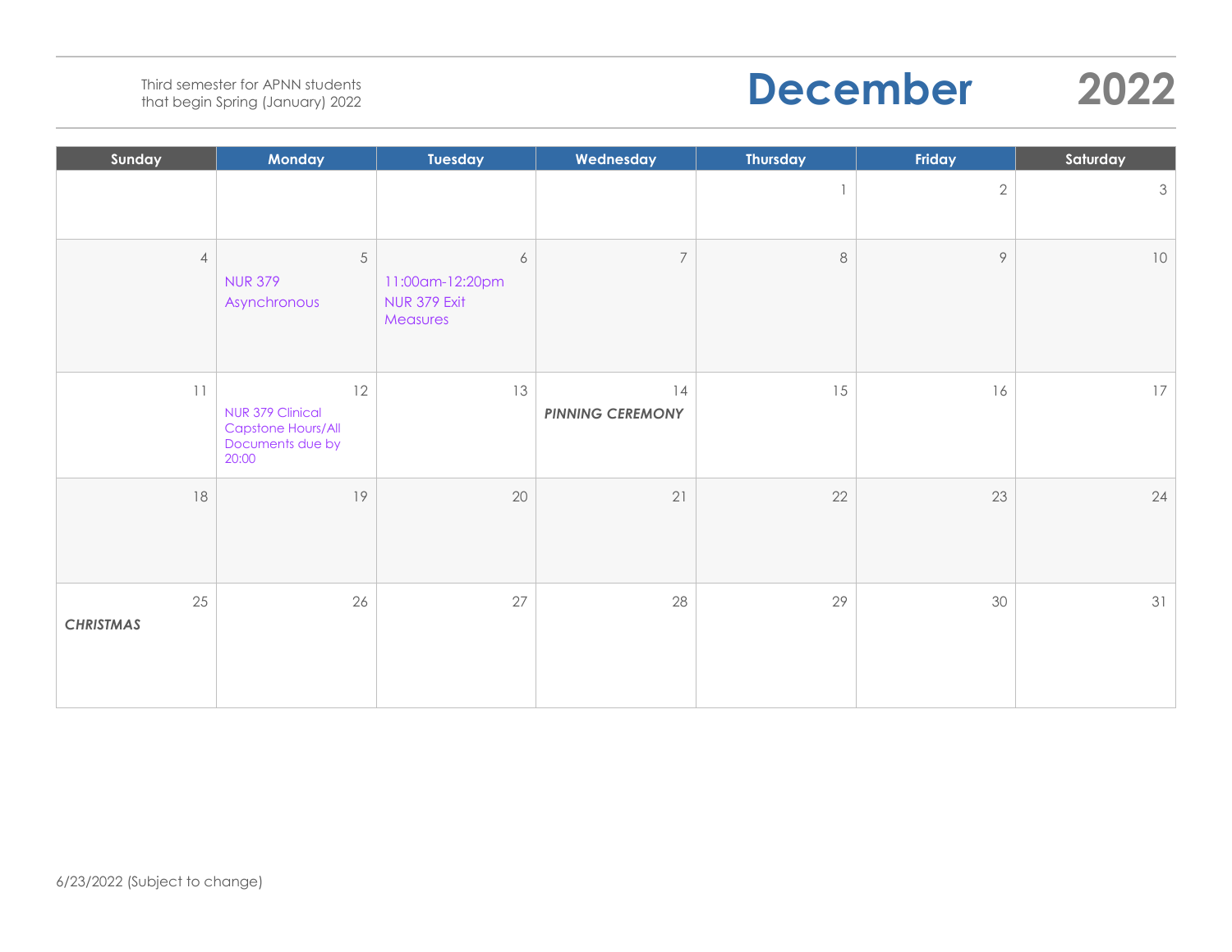Third semester for APNN students that begin Spring (January) 2022

# December 2022

| Sunday | Monday | Tuesday | Wednesday | Thursday | Friday | Saturday |
| --- | --- | --- | --- | --- | --- | --- |
| | | | | 1 | 2 | 3 |
| 4 | 5 NUR 379 Asynchronous | 6 11:00am-12:20pm NUR 379 Exit Measures | 7 | 8 | 9 | 10 |
| 11 | 12 NUR 379 Clinical Capstone Hours/All Documents due by 20:00 | 13 | 14 ***PINNING CEREMONY*** | 15 | 16 | 17 |
| 18 | 19 | 20 | 21 | 22 | 23 | 24 |
| 25 ***CHRISTMAS*** | 26 | 27 | 28 | 29 | 30 | 31 |

6/23/2022 (Subject to change)